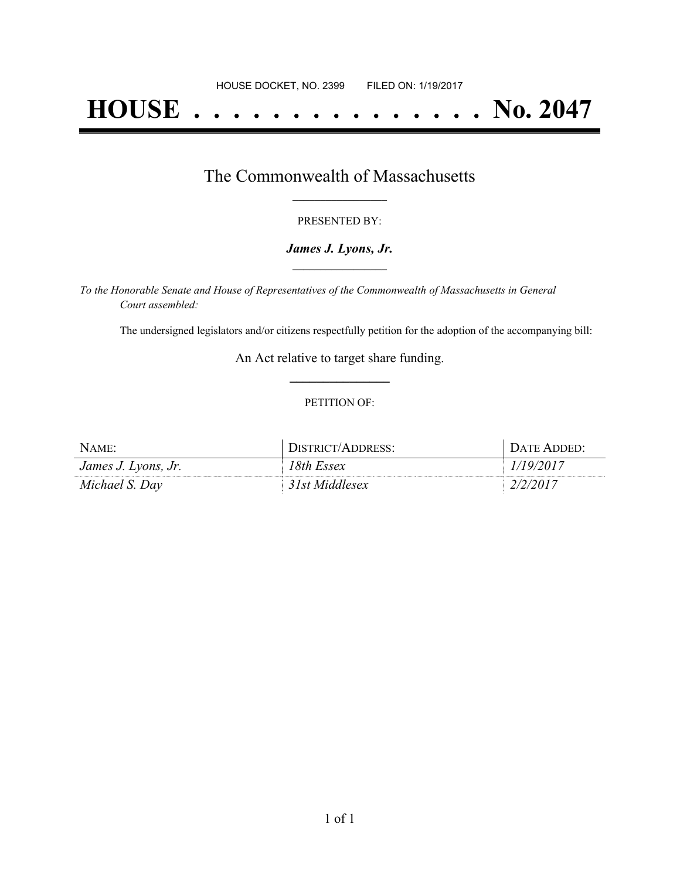HOUSE DOCKET, NO. 2399 FILED ON: 1/19/2017

# HOUSE . . . . . . . . . . . . . . . No. 2047

## The Commonwealth of Massachusetts

PRESENTED BY:

***James J. Lyons, Jr.***

*To the Honorable Senate and House of Representatives of the Commonwealth of Massachusetts in General Court assembled:*

The undersigned legislators and/or citizens respectfully petition for the adoption of the accompanying bill:

An Act relative to target share funding.

PETITION OF:

| NAME: | DISTRICT/ADDRESS: | DATE ADDED: |
|---|---|---|
| *James J. Lyons, Jr.* | *18th Essex* | *1/19/2017* |
| *Michael S. Day* | *31st Middlesex* | *2/2/2017* |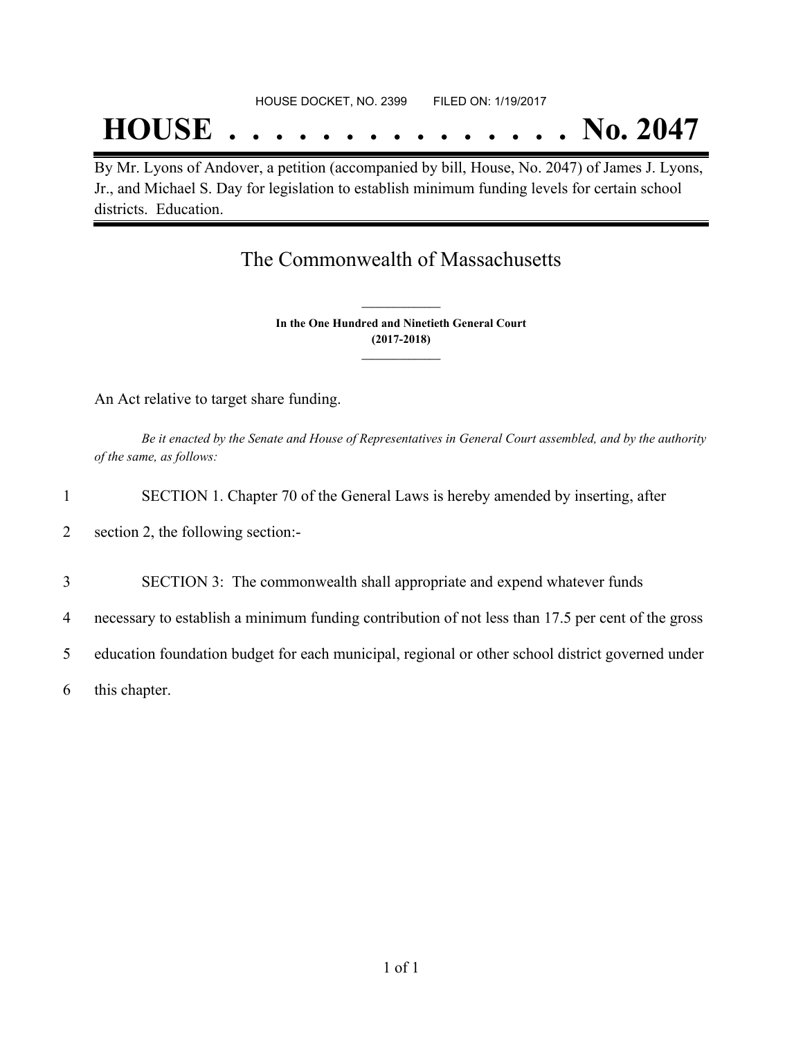HOUSE DOCKET, NO. 2399        FILED ON: 1/19/2017

# HOUSE . . . . . . . . . . . . . . . No. 2047

By Mr. Lyons of Andover, a petition (accompanied by bill, House, No. 2047) of James J. Lyons, Jr., and Michael S. Day for legislation to establish minimum funding levels for certain school districts. Education.

## The Commonwealth of Massachusetts

**In the One Hundred and Ninetieth General Court**
**(2017-2018)**

An Act relative to target share funding.

*Be it enacted by the Senate and House of Representatives in General Court assembled, and by the authority of the same, as follows:*

1 SECTION 1. Chapter 70 of the General Laws is hereby amended by inserting, after
2 section 2, the following section:-

3 SECTION 3: The commonwealth shall appropriate and expend whatever funds
4 necessary to establish a minimum funding contribution of not less than 17.5 per cent of the gross
5 education foundation budget for each municipal, regional or other school district governed under
6 this chapter.